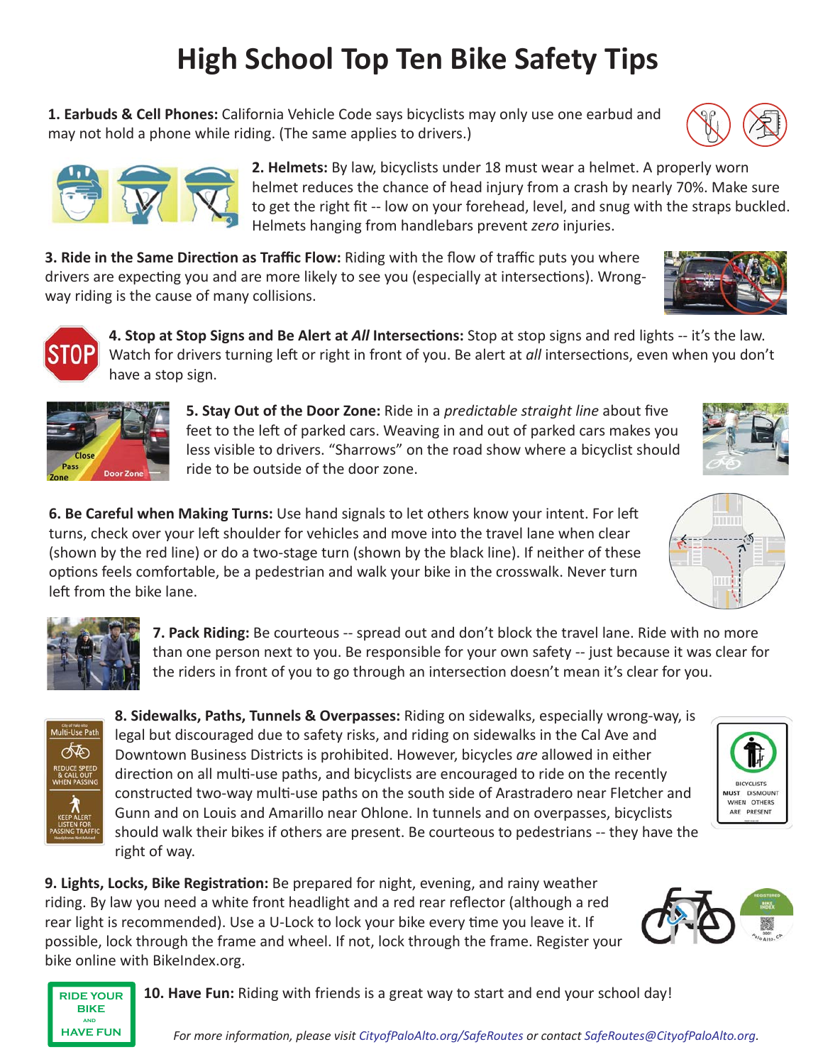# High School Top Ten Bike Safety Tips

**1. Earbuds & Cell Phones:** California Vehicle Code says bicyclists may only use one earbud and may not hold a phone while riding. (The same applies to drivers.)

**2. Helmets:** By law, bicyclists under 18 must wear a helmet. A properly worn helmet reduces the chance of head injury from a crash by nearly 70%. Make sure to get the right fit -- low on your forehead, level, and snug with the straps buckled. Helmets hanging from handlebars prevent *zero* injuries.

**3. Ride in the Same Direction as Traffic Flow:** Riding with the flow of traffic puts you where drivers are expecting you and are more likely to see you (especially at intersections). Wrong-way riding is the cause of many collisions.

**4. Stop at Stop Signs and Be Alert at *All* Intersections:** Stop at stop signs and red lights -- it's the law. Watch for drivers turning left or right in front of you. Be alert at *all* intersections, even when you don't have a stop sign.

**5. Stay Out of the Door Zone:** Ride in a *predictable straight line* about five feet to the left of parked cars. Weaving in and out of parked cars makes you less visible to drivers. "Sharrows" on the road show where a bicyclist should ride to be outside of the door zone.

**6. Be Careful when Making Turns:** Use hand signals to let others know your intent. For left turns, check over your left shoulder for vehicles and move into the travel lane when clear (shown by the red line) or do a two-stage turn (shown by the black line). If neither of these options feels comfortable, be a pedestrian and walk your bike in the crosswalk. Never turn left from the bike lane.

**7. Pack Riding:** Be courteous -- spread out and don't block the travel lane. Ride with no more than one person next to you. Be responsible for your own safety -- just because it was clear for the riders in front of you to go through an intersection doesn't mean it's clear for you.

**8. Sidewalks, Paths, Tunnels & Overpasses:** Riding on sidewalks, especially wrong-way, is legal but discouraged due to safety risks, and riding on sidewalks in the Cal Ave and Downtown Business Districts is prohibited. However, bicycles *are* allowed in either direction on all multi-use paths, and bicyclists are encouraged to ride on the recently constructed two-way multi-use paths on the south side of Arastradero near Fletcher and Gunn and on Louis and Amarillo near Ohlone. In tunnels and on overpasses, bicyclists should walk their bikes if others are present. Be courteous to pedestrians -- they have the right of way.

**9. Lights, Locks, Bike Registration:** Be prepared for night, evening, and rainy weather riding. By law you need a white front headlight and a red rear reflector (although a red rear light is recommended). Use a U-Lock to lock your bike every time you leave it. If possible, lock through the frame and wheel. If not, lock through the frame. Register your bike online with BikeIndex.org.

**10. Have Fun:** Riding with friends is a great way to start and end your school day!

*For more information, please visit CityofPaloAlto.org/SafeRoutes or contact SafeRoutes@CityofPaloAlto.org.*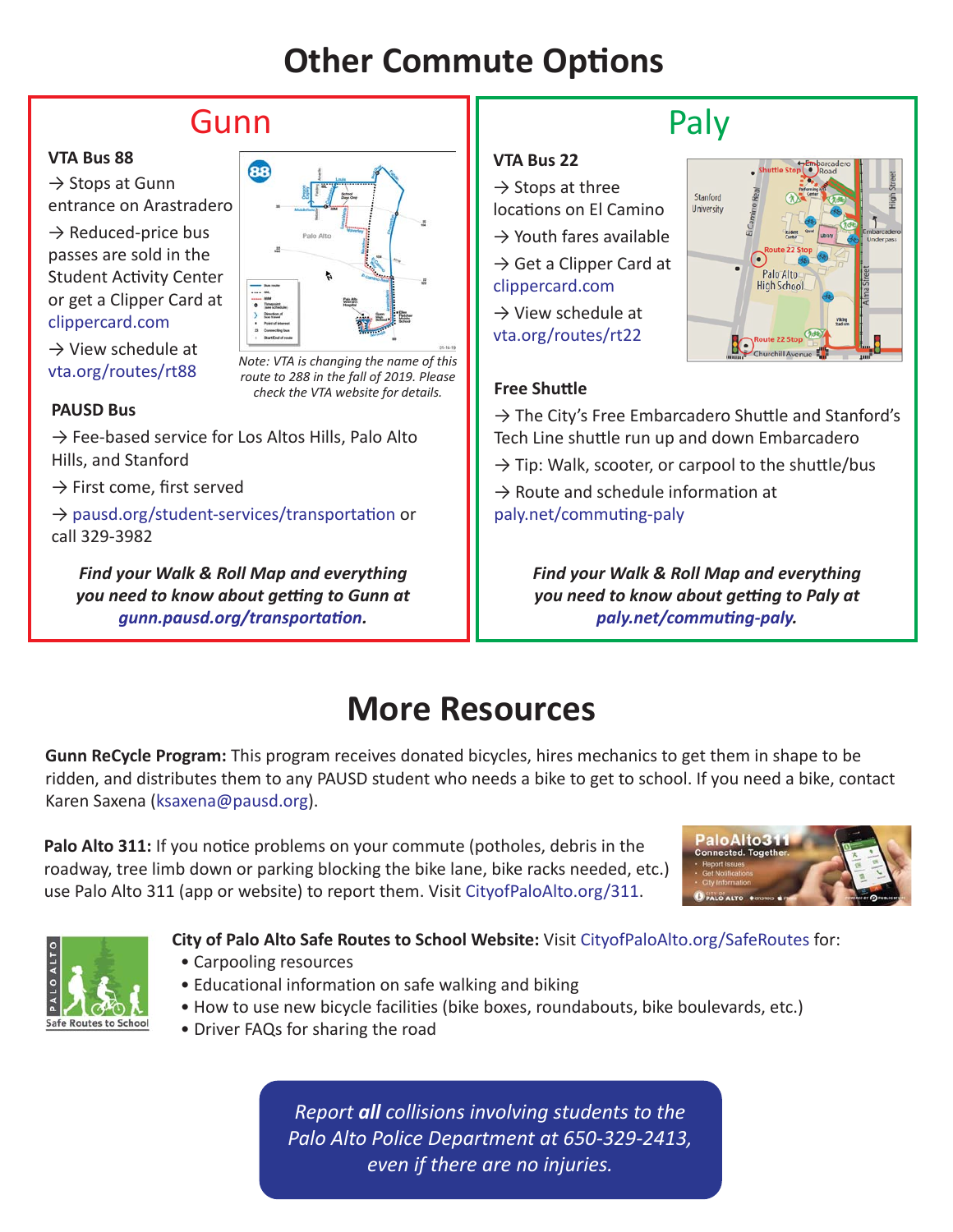# Other Commute Options

## Gunn

### VTA Bus 88

→ Stops at Gunn entrance on Arastradero

→ Reduced-price bus passes are sold in the Student Activity Center or get a Clipper Card at clippercard.com

→ View schedule at vta.org/routes/rt88

*Note: VTA is changing the name of this route to 288 in the fall of 2019. Please check the VTA website for details.*

### PAUSD Bus

→ Fee-based service for Los Altos Hills, Palo Alto Hills, and Stanford

→ First come, first served

→ pausd.org/student-services/transportation or call 329-3982

***Find your Walk & Roll Map and everything you need to know about getting to Gunn at gunn.pausd.org/transportation.***

## Paly

### VTA Bus 22

→ Stops at three locations on El Camino

→ Youth fares available

→ Get a Clipper Card at clippercard.com

→ View schedule at vta.org/routes/rt22

### Free Shuttle

→ The City's Free Embarcadero Shuttle and Stanford's Tech Line shuttle run up and down Embarcadero

→ Tip: Walk, scooter, or carpool to the shuttle/bus

→ Route and schedule information at paly.net/commuting-paly

***Find your Walk & Roll Map and everything you need to know about getting to Paly at paly.net/commuting-paly.***

# More Resources

**Gunn ReCycle Program:** This program receives donated bicycles, hires mechanics to get them in shape to be ridden, and distributes them to any PAUSD student who needs a bike to get to school. If you need a bike, contact Karen Saxena (ksaxena@pausd.org).

**Palo Alto 311:** If you notice problems on your commute (potholes, debris in the roadway, tree limb down or parking blocking the bike lane, bike racks needed, etc.) use Palo Alto 311 (app or website) to report them. Visit CityofPaloAlto.org/311.

**City of Palo Alto Safe Routes to School Website:** Visit CityofPaloAlto.org/SafeRoutes for:

- Carpooling resources
- Educational information on safe walking and biking
- How to use new bicycle facilities (bike boxes, roundabouts, bike boulevards, etc.)
- Driver FAQs for sharing the road

*Report **all** collisions involving students to the Palo Alto Police Department at 650-329-2413, even if there are no injuries.*